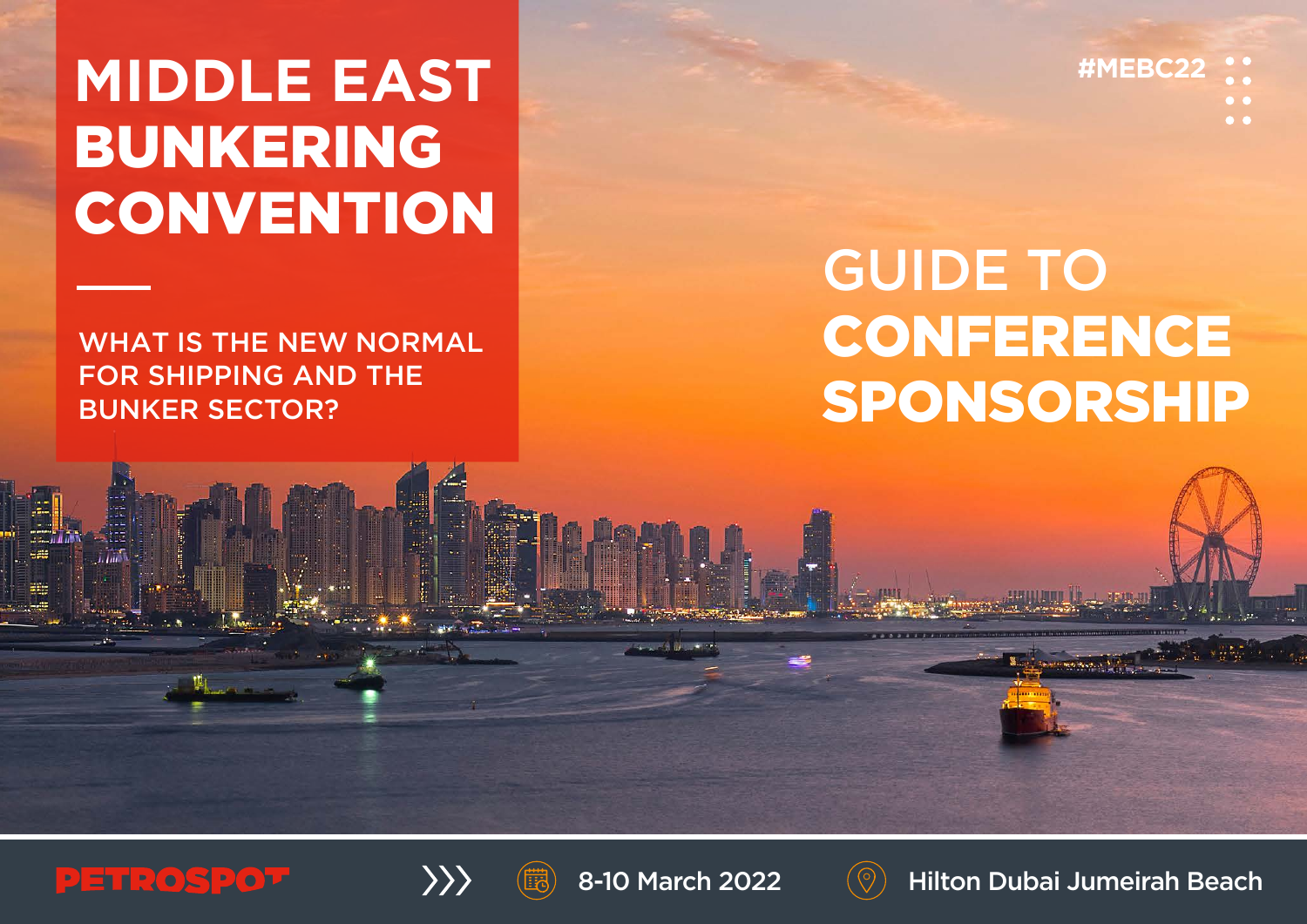# MIDDLE EAST BUNKERING CONVENTION

WHAT IS THE NEW NORMAL FOR SHIPPING AND THE BUNKER SECTOR?

#MEBC22

## GUIDE TO CONFERENCE SPONSORSHIP

PETROSPOT

8-10 March 2022

Hilton Dubai Jumeirah Beach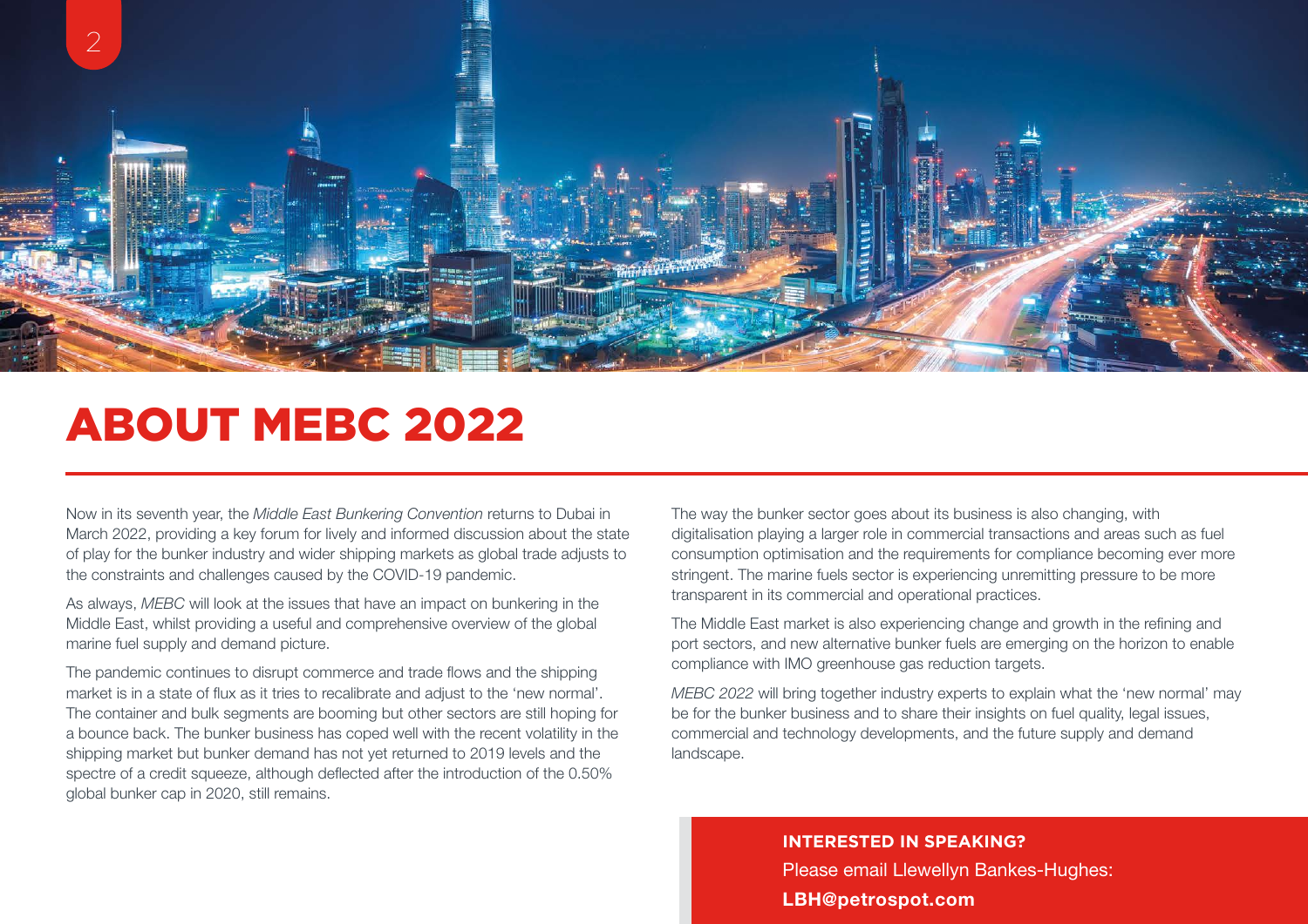# ABOUT MEBC 2022

Now in its seventh year, the *Middle East Bunkering Convention* returns to Dubai in March 2022, providing a key forum for lively and informed discussion about the state of play for the bunker industry and wider shipping markets as global trade adjusts to the constraints and challenges caused by the COVID-19 pandemic.

As always, *MEBC* will look at the issues that have an impact on bunkering in the Middle East, whilst providing a useful and comprehensive overview of the global marine fuel supply and demand picture.

The pandemic continues to disrupt commerce and trade flows and the shipping market is in a state of flux as it tries to recalibrate and adjust to the 'new normal'. The container and bulk segments are booming but other sectors are still hoping for a bounce back. The bunker business has coped well with the recent volatility in the shipping market but bunker demand has not yet returned to 2019 levels and the spectre of a credit squeeze, although deflected after the introduction of the 0.50% global bunker cap in 2020, still remains.

The way the bunker sector goes about its business is also changing, with digitalisation playing a larger role in commercial transactions and areas such as fuel consumption optimisation and the requirements for compliance becoming ever more stringent. The marine fuels sector is experiencing unremitting pressure to be more transparent in its commercial and operational practices.

The Middle East market is also experiencing change and growth in the refining and port sectors, and new alternative bunker fuels are emerging on the horizon to enable compliance with IMO greenhouse gas reduction targets.

*MEBC 2022* will bring together industry experts to explain what the 'new normal' may be for the bunker business and to share their insights on fuel quality, legal issues, commercial and technology developments, and the future supply and demand landscape.

**INTERESTED IN SPEAKING?**

Please email Llewellyn Bankes-Hughes:

**LBH@petrospot.com**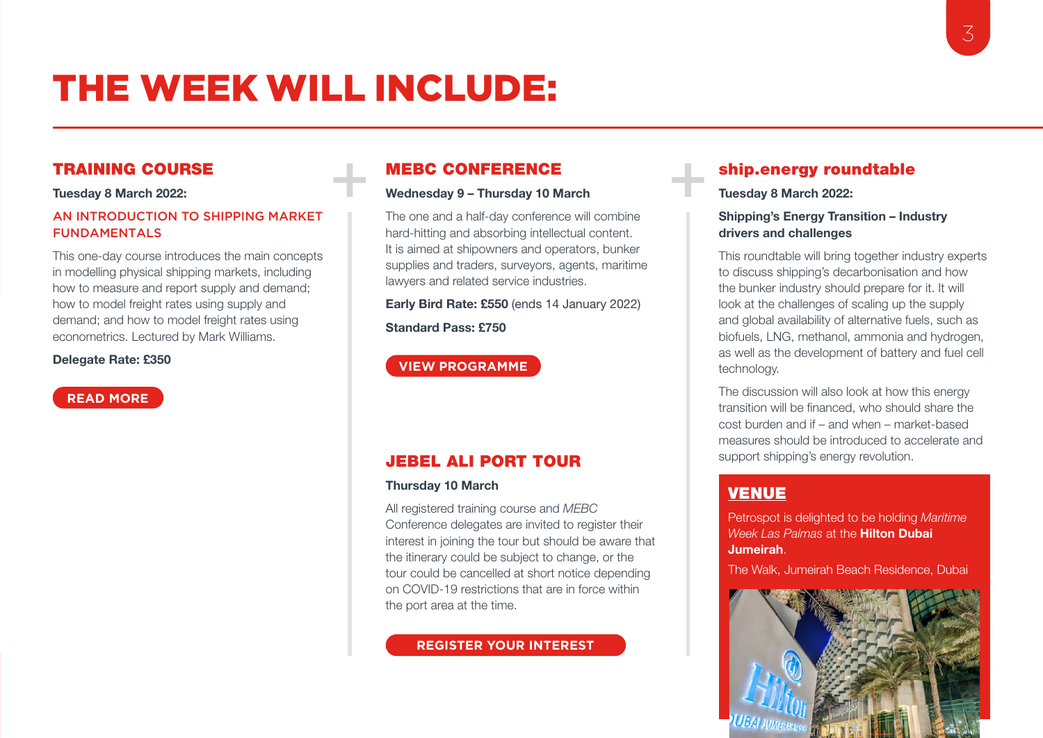# THE WEEK WILL INCLUDE:

## TRAINING COURSE

**Tuesday 8 March 2022:**

AN INTRODUCTION TO SHIPPING MARKET FUNDAMENTALS

This one-day course introduces the main concepts in modelling physical shipping markets, including how to measure and report supply and demand; how to model freight rates using supply and demand; and how to model freight rates using econometrics. Lectured by Mark Williams.

**Delegate Rate: £350**

READ MORE

## MEBC CONFERENCE

**Wednesday 9 – Thursday 10 March**

The one and a half-day conference will combine hard-hitting and absorbing intellectual content. It is aimed at shipowners and operators, bunker supplies and traders, surveyors, agents, maritime lawyers and related service industries.

**Early Bird Rate: £550** (ends 14 January 2022)

**Standard Pass: £750**

VIEW PROGRAMME

## JEBEL ALI PORT TOUR

**Thursday 10 March**

All registered training course and *MEBC* Conference delegates are invited to register their interest in joining the tour but should be aware that the itinerary could be subject to change, or the tour could be cancelled at short notice depending on COVID-19 restrictions that are in force within the port area at the time.

REGISTER YOUR INTEREST

## ship.energy roundtable

**Tuesday 8 March 2022:**

**Shipping's Energy Transition – Industry drivers and challenges**

This roundtable will bring together industry experts to discuss shipping's decarbonisation and how the bunker industry should prepare for it. It will look at the challenges of scaling up the supply and global availability of alternative fuels, such as biofuels, LNG, methanol, ammonia and hydrogen, as well as the development of battery and fuel cell technology.

The discussion will also look at how this energy transition will be financed, who should share the cost burden and if – and when – market-based measures should be introduced to accelerate and support shipping's energy revolution.

### VENUE

Petrospot is delighted to be holding *Maritime Week Las Palmas* at the **Hilton Dubai Jumeirah**.

The Walk, Jumeirah Beach Residence, Dubai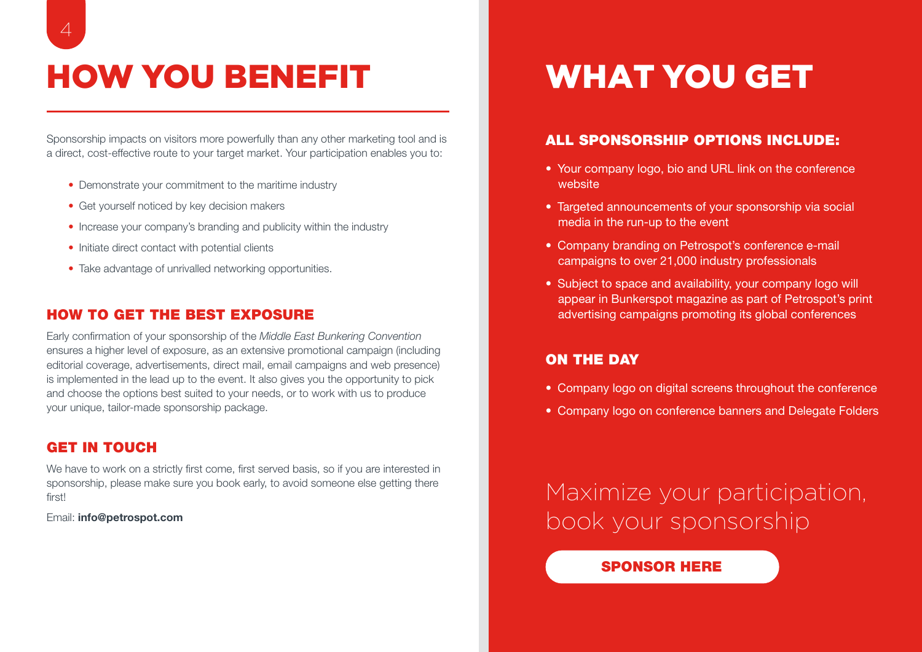# HOW YOU BENEFIT

Sponsorship impacts on visitors more powerfully than any other marketing tool and is a direct, cost-effective route to your target market. Your participation enables you to:

- Demonstrate your commitment to the maritime industry
- Get yourself noticed by key decision makers
- Increase your company's branding and publicity within the industry
- Initiate direct contact with potential clients
- Take advantage of unrivalled networking opportunities.

## HOW TO GET THE BEST EXPOSURE

Early confirmation of your sponsorship of the *Middle East Bunkering Convention* ensures a higher level of exposure, as an extensive promotional campaign (including editorial coverage, advertisements, direct mail, email campaigns and web presence) is implemented in the lead up to the event. It also gives you the opportunity to pick and choose the options best suited to your needs, or to work with us to produce your unique, tailor-made sponsorship package.

## GET IN TOUCH

We have to work on a strictly first come, first served basis, so if you are interested in sponsorship, please make sure you book early, to avoid someone else getting there first!

Email: **info@petrospot.com**

# WHAT YOU GET

## ALL SPONSORSHIP OPTIONS INCLUDE:

- Your company logo, bio and URL link on the conference website
- Targeted announcements of your sponsorship via social media in the run-up to the event
- Company branding on Petrospot's conference e-mail campaigns to over 21,000 industry professionals
- Subject to space and availability, your company logo will appear in Bunkerspot magazine as part of Petrospot's print advertising campaigns promoting its global conferences

## ON THE DAY

- Company logo on digital screens throughout the conference
- Company logo on conference banners and Delegate Folders

Maximize your participation, book your sponsorship

**SPONSOR HERE**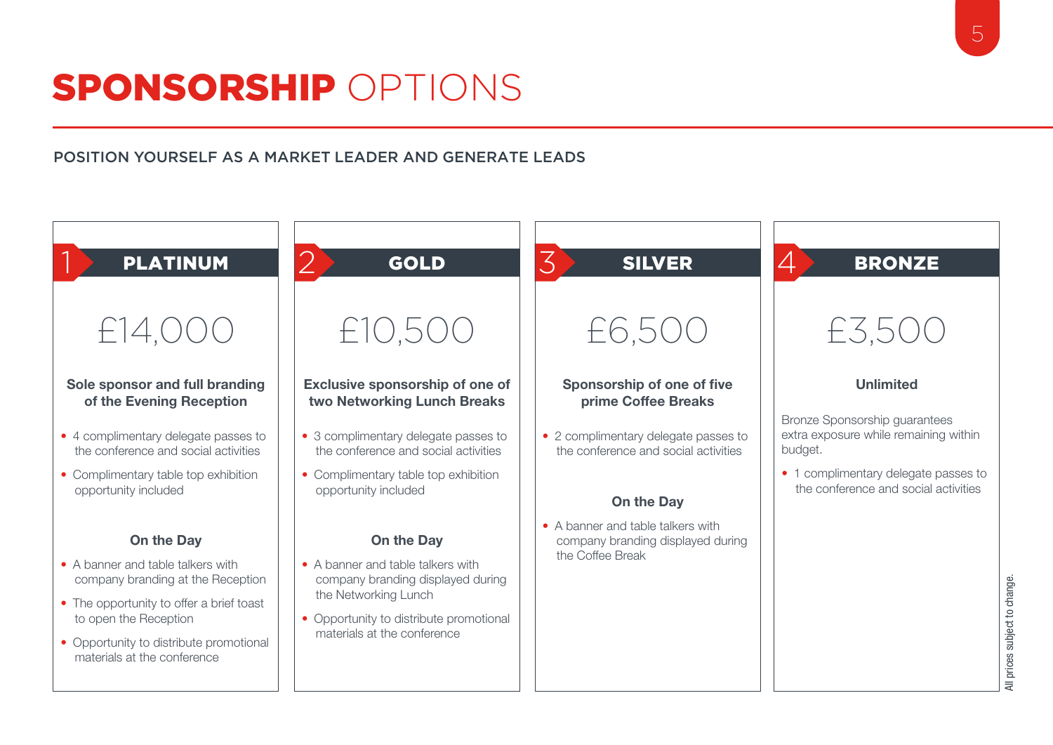# **SPONSORSHIP** OPTIONS

POSITION YOURSELF AS A MARKET LEADER AND GENERATE LEADS

## 1 PLATINUM

£14,000

**Sole sponsor and full branding of the Evening Reception**

- 4 complimentary delegate passes to the conference and social activities
- Complimentary table top exhibition opportunity included

**On the Day**

- A banner and table talkers with company branding at the Reception
- The opportunity to offer a brief toast to open the Reception
- Opportunity to distribute promotional materials at the conference

## 2 GOLD

£10,500

**Exclusive sponsorship of one of two Networking Lunch Breaks**

- 3 complimentary delegate passes to the conference and social activities
- Complimentary table top exhibition opportunity included

**On the Day**

- A banner and table talkers with company branding displayed during the Networking Lunch
- Opportunity to distribute promotional materials at the conference

## 3 SILVER

£6,500

**Sponsorship of one of five prime Coffee Breaks**

- 2 complimentary delegate passes to the conference and social activities

**On the Day**

- A banner and table talkers with company branding displayed during the Coffee Break

## 4 BRONZE

£3,500

**Unlimited**

Bronze Sponsorship guarantees extra exposure while remaining within budget.

- 1 complimentary delegate passes to the conference and social activities

All prices subject to change.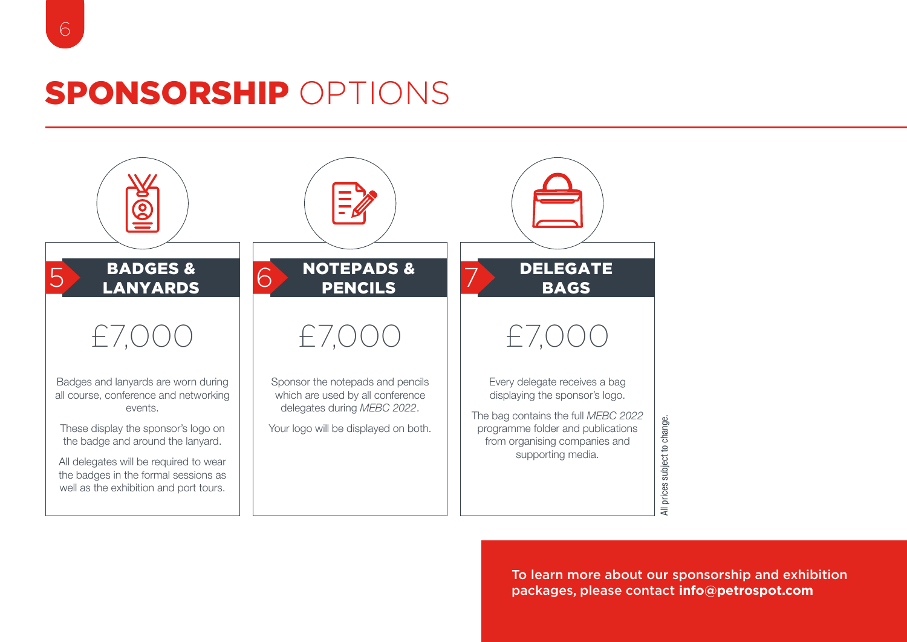# **SPONSORSHIP** OPTIONS

## 5 BADGES & LANYARDS

£7,000

Badges and lanyards are worn during all course, conference and networking events.

These display the sponsor's logo on the badge and around the lanyard.

All delegates will be required to wear the badges in the formal sessions as well as the exhibition and port tours.

## 6 NOTEPADS & PENCILS

£7,000

Sponsor the notepads and pencils which are used by all conference delegates during *MEBC 2022*.

Your logo will be displayed on both.

## 7 DELEGATE BAGS

£7,000

Every delegate receives a bag displaying the sponsor's logo.

The bag contains the full *MEBC 2022* programme folder and publications from organising companies and supporting media.

All prices subject to change.

To learn more about our sponsorship and exhibition packages, please contact **info@petrospot.com**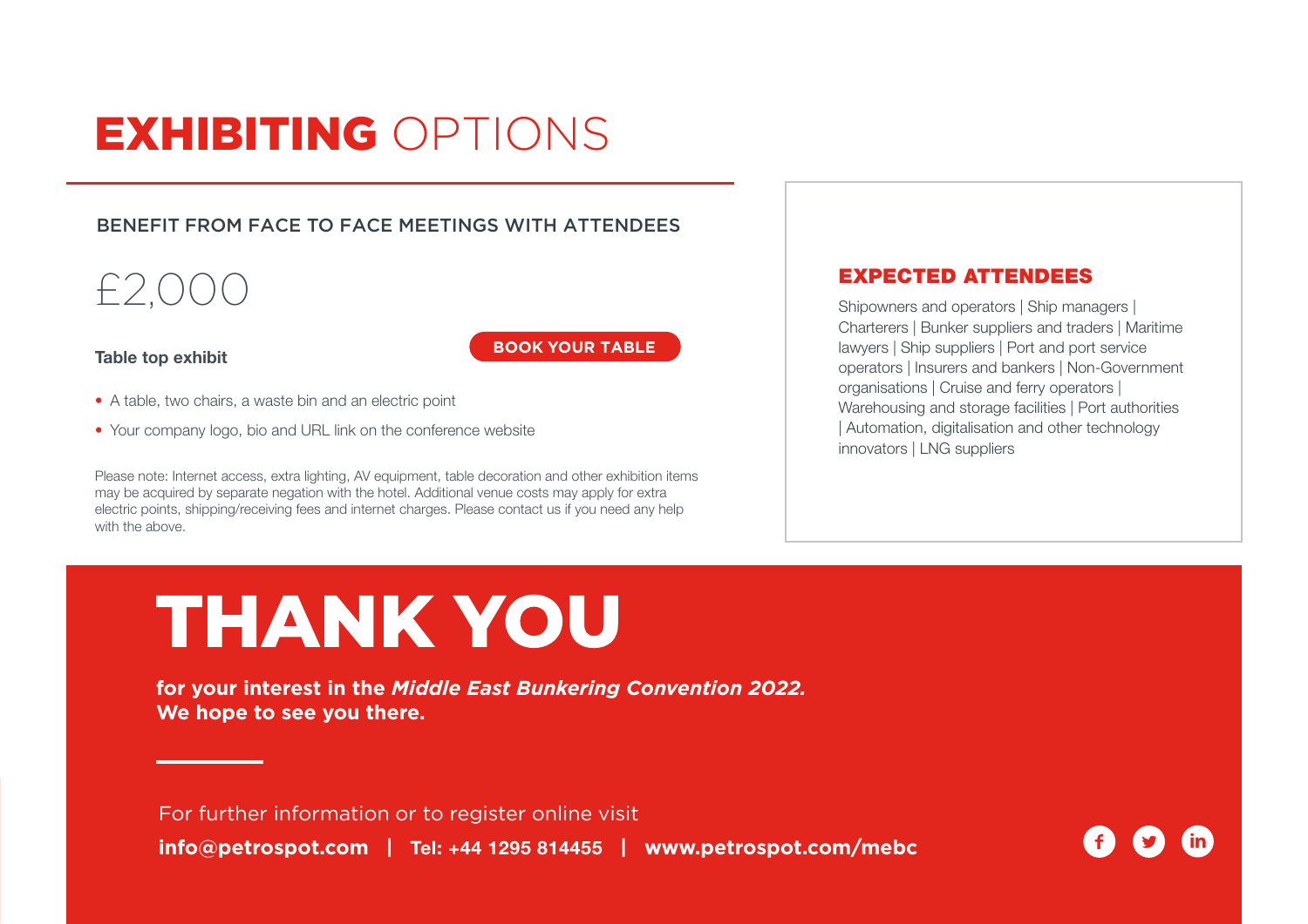# EXHIBITING OPTIONS

## BENEFIT FROM FACE TO FACE MEETINGS WITH ATTENDEES

£2,000

**Table top exhibit**

BOOK YOUR TABLE

- A table, two chairs, a waste bin and an electric point
- Your company logo, bio and URL link on the conference website

Please note: Internet access, extra lighting, AV equipment, table decoration and other exhibition items may be acquired by separate negation with the hotel. Additional venue costs may apply for extra electric points, shipping/receiving fees and internet charges. Please contact us if you need any help with the above.

## EXPECTED ATTENDEES

Shipowners and operators | Ship managers | Charterers | Bunker suppliers and traders | Maritime lawyers | Ship suppliers | Port and port service operators | Insurers and bankers | Non-Government organisations | Cruise and ferry operators | Warehousing and storage facilities | Port authorities | Automation, digitalisation and other technology innovators | LNG suppliers

# THANK YOU

**for your interest in the *Middle East Bunkering Convention 2022.* We hope to see you there.**

For further information or to register online visit

**info@petrospot.com | Tel: +44 1295 814455 | www.petrospot.com/mebc**